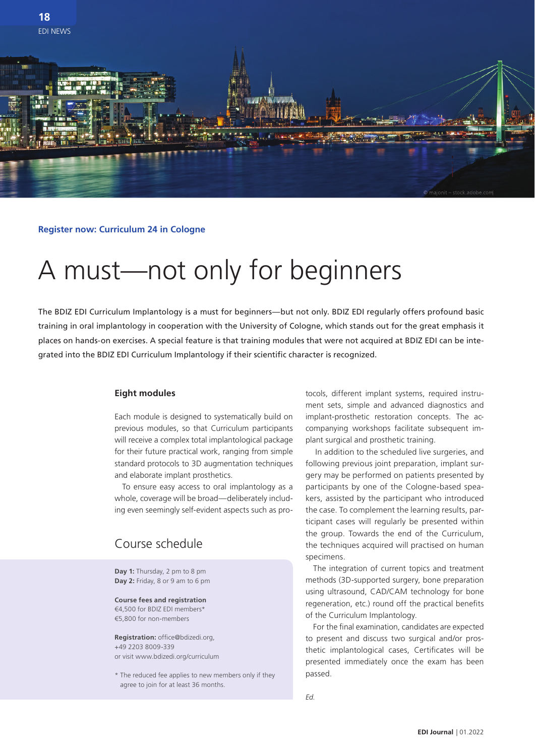**Register now: Curriculum 24 in Cologne**

# A must—not only for beginners

The BDIZ EDI Curriculum Implantology is a must for beginners—but not only. BDIZ EDI regularly offers profound basic training in oral implantology in cooperation with the University of Cologne, which stands out for the great emphasis it places on hands-on exercises. A special feature is that training modules that were not acquired at BDIZ EDI can be integrated into the BDIZ EDI Curriculum Implantology if their scientific character is recognized.

### Eight modules

Each module is designed to systematically build on previous modules, so that Curriculum participants will receive a complex total implantological package for their future practical work, ranging from simple standard protocols to 3D augmentation techniques and elaborate implant prosthetics.

To ensure easy access to oral implantology as a whole, coverage will be broad—deliberately including even seemingly self-evident aspects such as protocols, different implant systems, required instrument sets, simple and advanced diagnostics and implant-prosthetic restoration concepts. The accompanying workshops facilitate subsequent implant surgical and prosthetic training.

In addition to the scheduled live surgeries, and following previous joint preparation, implant surgery may be performed on patients presented by participants by one of the Cologne-based speakers, assisted by the participant who introduced the case. To complement the learning results, participant cases will regularly be presented within the group. Towards the end of the Curriculum, the techniques acquired will practised on human specimens.

The integration of current topics and treatment methods (3D-supported surgery, bone preparation using ultrasound, CAD/CAM technology for bone regeneration, etc.) round off the practical benefits of the Curriculum Implantology.

For the final examination, candidates are expected to present and discuss two surgical and/or prosthetic implantological cases, Certificates will be presented immediately once the exam has been passed.

*Ed.*

## Course schedule

**Day 1:** Thursday, 2 pm to 8 pm
**Day 2:** Friday, 8 or 9 am to 6 pm

**Course fees and registration**
€4,500 for BDIZ EDI members*
€5,800 for non-members

**Registration:** office@bdizedi.org,
+49 2203 8009-339
or visit www.bdizedi.org/curriculum

* The reduced fee applies to new members only if they agree to join for at least 36 months.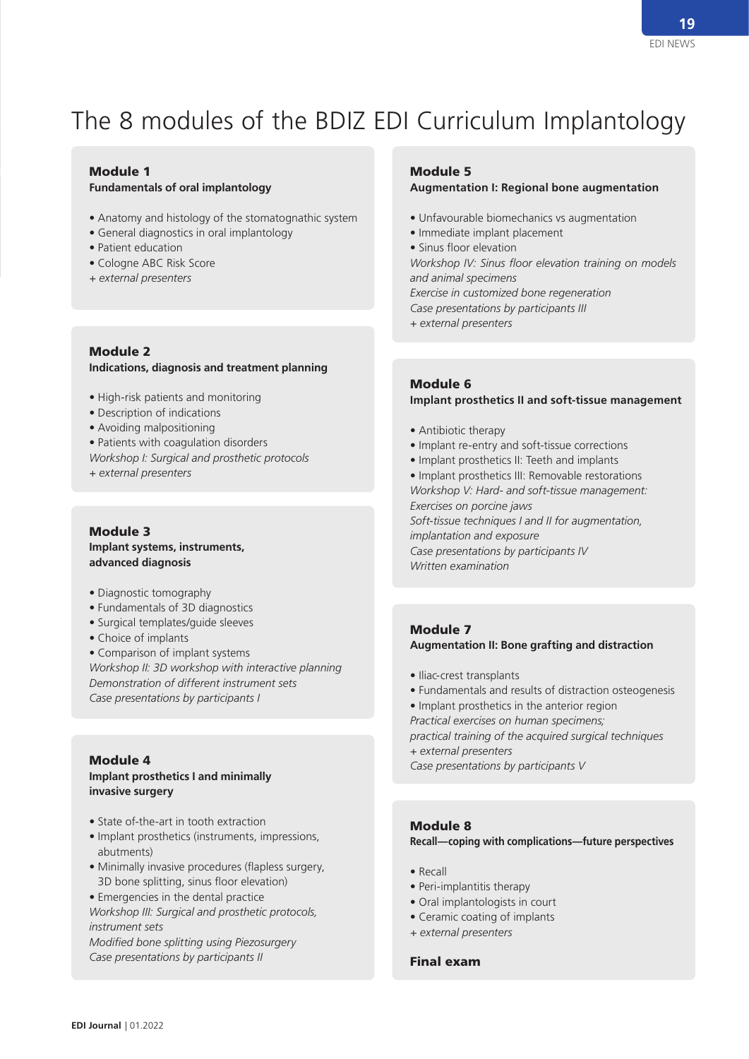# The 8 modules of the BDIZ EDI Curriculum Implantology

### Module 1
**Fundamentals of oral implantology**

- Anatomy and histology of the stomatognathic system
- General diagnostics in oral implantology
- Patient education
- Cologne ABC Risk Score

*+ external presenters*

### Module 2
**Indications, diagnosis and treatment planning**

- High-risk patients and monitoring
- Description of indications
- Avoiding malpositioning
- Patients with coagulation disorders

*Workshop I: Surgical and prosthetic protocols*
*+ external presenters*

### Module 3
**Implant systems, instruments, advanced diagnosis**

- Diagnostic tomography
- Fundamentals of 3D diagnostics
- Surgical templates/guide sleeves
- Choice of implants
- Comparison of implant systems

*Workshop II: 3D workshop with interactive planning*
*Demonstration of different instrument sets*
*Case presentations by participants I*

### Module 4
**Implant prosthetics I and minimally invasive surgery**

- State of-the-art in tooth extraction
- Implant prosthetics (instruments, impressions, abutments)
- Minimally invasive procedures (flapless surgery, 3D bone splitting, sinus floor elevation)
- Emergencies in the dental practice

*Workshop III: Surgical and prosthetic protocols, instrument sets*
*Modified bone splitting using Piezosurgery*
*Case presentations by participants II*

### Module 5
**Augmentation I: Regional bone augmentation**

- Unfavourable biomechanics vs augmentation
- Immediate implant placement
- Sinus floor elevation

*Workshop IV: Sinus floor elevation training on models and animal specimens*
*Exercise in customized bone regeneration*
*Case presentations by participants III*
*+ external presenters*

### Module 6
**Implant prosthetics II and soft-tissue management**

- Antibiotic therapy
- Implant re-entry and soft-tissue corrections
- Implant prosthetics II: Teeth and implants
- Implant prosthetics III: Removable restorations

*Workshop V: Hard- and soft-tissue management: Exercises on porcine jaws*
*Soft-tissue techniques I and II for augmentation, implantation and exposure*
*Case presentations by participants IV*
*Written examination*

### Module 7
**Augmentation II: Bone grafting and distraction**

- Iliac-crest transplants
- Fundamentals and results of distraction osteogenesis
- Implant prosthetics in the anterior region

*Practical exercises on human specimens; practical training of the acquired surgical techniques*
*+ external presenters*
*Case presentations by participants V*

### Module 8
**Recall—coping with complications—future perspectives**

- Recall
- Peri-implantitis therapy
- Oral implantologists in court
- Ceramic coating of implants

*+ external presenters*

### Final exam